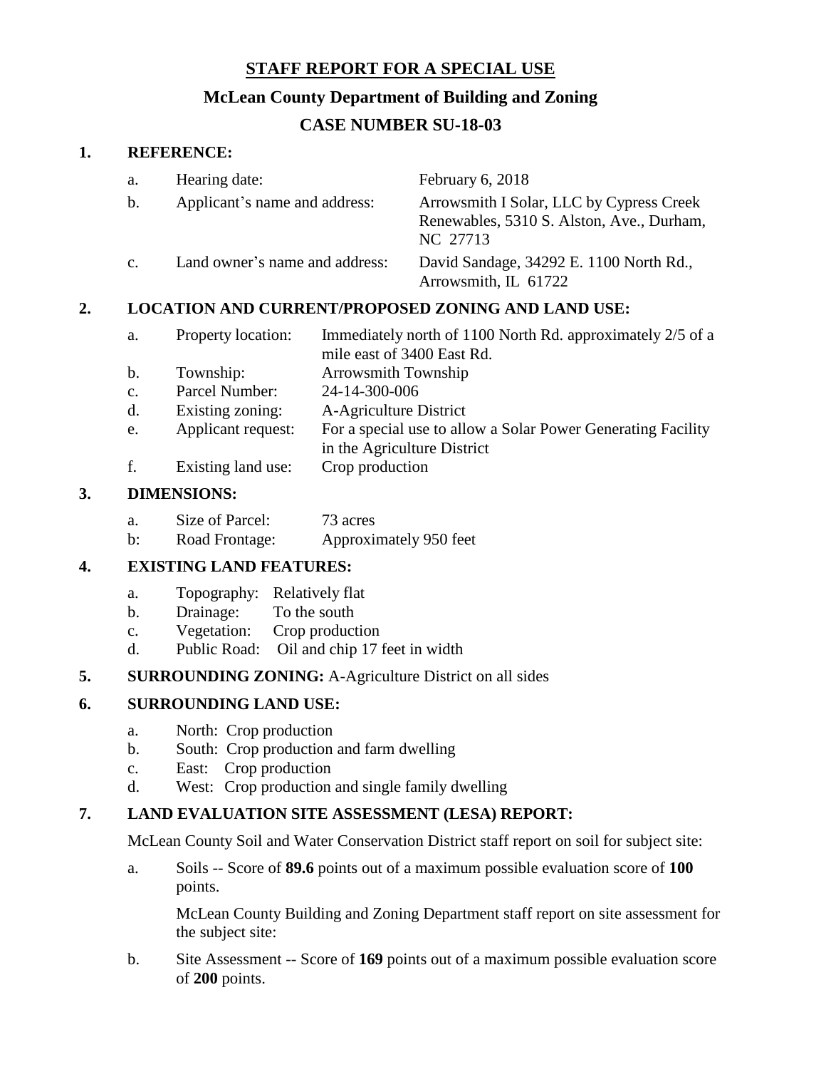# STAFF REPORT FOR A SPECIAL USE

## McLean County Department of Building and Zoning

## CASE NUMBER SU-18-03

**1. REFERENCE:**

a. Hearing date: February 6, 2018

b. Applicant's name and address: Arrowsmith I Solar, LLC by Cypress Creek Renewables, 5310 S. Alston, Ave., Durham, NC 27713

c. Land owner's name and address: David Sandage, 34292 E. 1100 North Rd., Arrowsmith, IL 61722

**2. LOCATION AND CURRENT/PROPOSED ZONING AND LAND USE:**

a. Property location: Immediately north of 1100 North Rd. approximately 2/5 of a mile east of 3400 East Rd.

b. Township: Arrowsmith Township

c. Parcel Number: 24-14-300-006

d. Existing zoning: A-Agriculture District

e. Applicant request: For a special use to allow a Solar Power Generating Facility in the Agriculture District

f. Existing land use: Crop production

**3. DIMENSIONS:**

a. Size of Parcel: 73 acres

b: Road Frontage: Approximately 950 feet

**4. EXISTING LAND FEATURES:**

a. Topography: Relatively flat

b. Drainage: To the south

c. Vegetation: Crop production

d. Public Road: Oil and chip 17 feet in width

**5. SURROUNDING ZONING:** A-Agriculture District on all sides

**6. SURROUNDING LAND USE:**

a. North: Crop production

b. South: Crop production and farm dwelling

c. East: Crop production

d. West: Crop production and single family dwelling

**7. LAND EVALUATION SITE ASSESSMENT (LESA) REPORT:**

McLean County Soil and Water Conservation District staff report on soil for subject site:

a. Soils -- Score of **89.6** points out of a maximum possible evaluation score of **100** points.

McLean County Building and Zoning Department staff report on site assessment for the subject site:

b. Site Assessment -- Score of **169** points out of a maximum possible evaluation score of **200** points.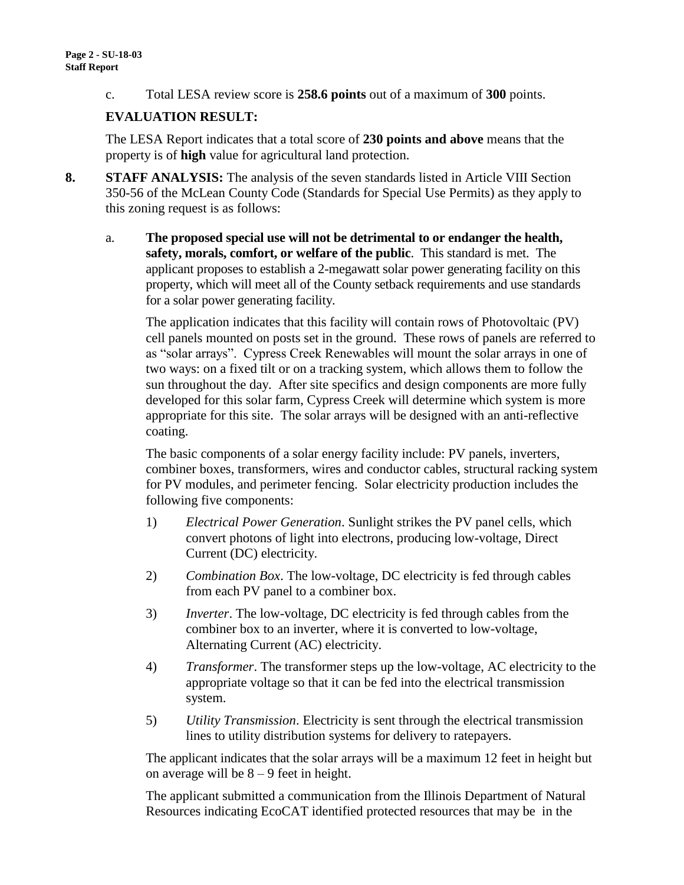c. Total LESA review score is **258.6 points** out of a maximum of **300** points.

**EVALUATION RESULT:**

The LESA Report indicates that a total score of **230 points and above** means that the property is of **high** value for agricultural land protection.

**8. STAFF ANALYSIS:** The analysis of the seven standards listed in Article VIII Section 350-56 of the McLean County Code (Standards for Special Use Permits) as they apply to this zoning request is as follows:

a. **The proposed special use will not be detrimental to or endanger the health, safety, morals, comfort, or welfare of the public**. This standard is met. The applicant proposes to establish a 2-megawatt solar power generating facility on this property, which will meet all of the County setback requirements and use standards for a solar power generating facility.

The application indicates that this facility will contain rows of Photovoltaic (PV) cell panels mounted on posts set in the ground. These rows of panels are referred to as "solar arrays". Cypress Creek Renewables will mount the solar arrays in one of two ways: on a fixed tilt or on a tracking system, which allows them to follow the sun throughout the day. After site specifics and design components are more fully developed for this solar farm, Cypress Creek will determine which system is more appropriate for this site. The solar arrays will be designed with an anti-reflective coating.

The basic components of a solar energy facility include: PV panels, inverters, combiner boxes, transformers, wires and conductor cables, structural racking system for PV modules, and perimeter fencing. Solar electricity production includes the following five components:

1) *Electrical Power Generation*. Sunlight strikes the PV panel cells, which convert photons of light into electrons, producing low-voltage, Direct Current (DC) electricity.

2) *Combination Box*. The low-voltage, DC electricity is fed through cables from each PV panel to a combiner box.

3) *Inverter*. The low-voltage, DC electricity is fed through cables from the combiner box to an inverter, where it is converted to low-voltage, Alternating Current (AC) electricity.

4) *Transformer*. The transformer steps up the low-voltage, AC electricity to the appropriate voltage so that it can be fed into the electrical transmission system.

5) *Utility Transmission*. Electricity is sent through the electrical transmission lines to utility distribution systems for delivery to ratepayers.

The applicant indicates that the solar arrays will be a maximum 12 feet in height but on average will be 8 – 9 feet in height.

The applicant submitted a communication from the Illinois Department of Natural Resources indicating EcoCAT identified protected resources that may be in the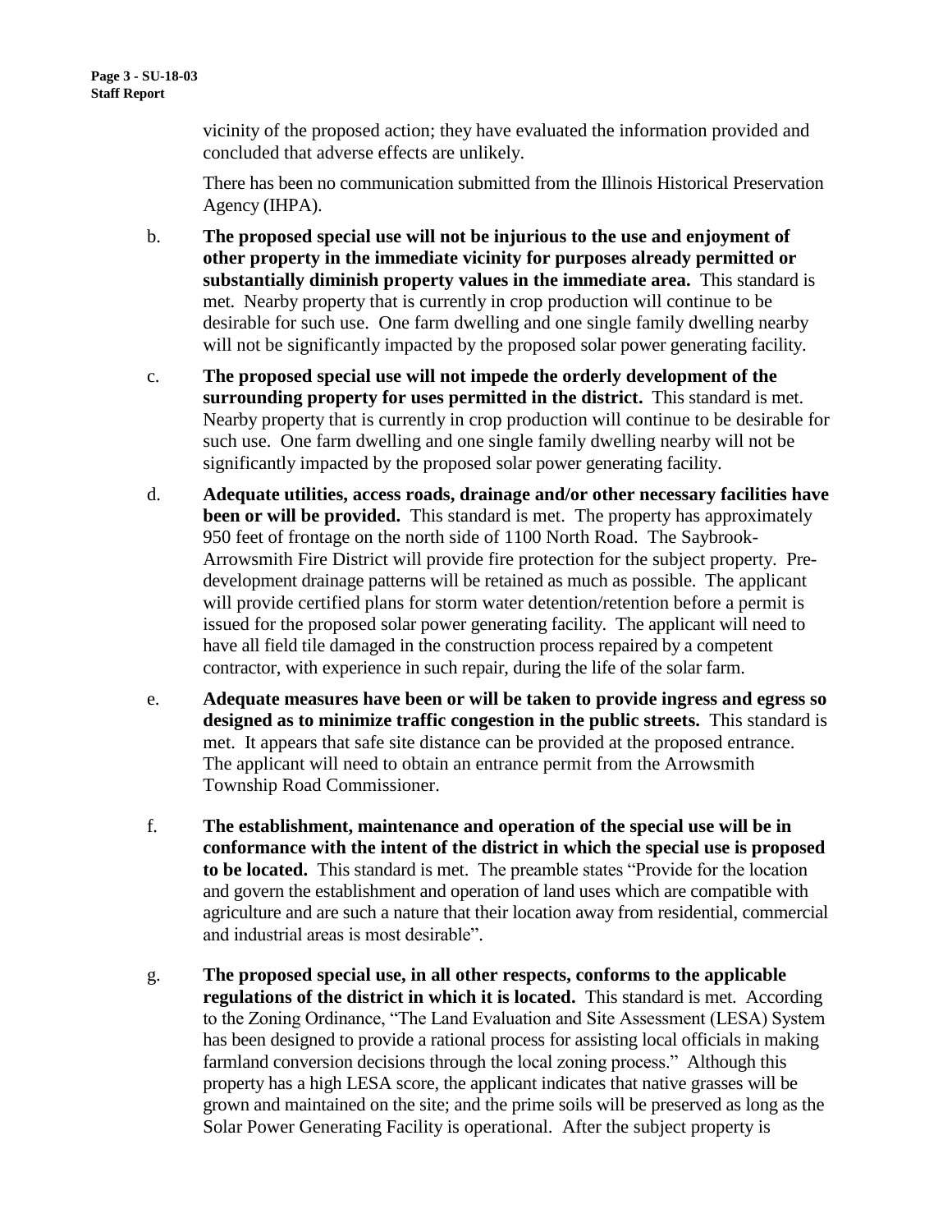vicinity of the proposed action; they have evaluated the information provided and concluded that adverse effects are unlikely.

There has been no communication submitted from the Illinois Historical Preservation Agency (IHPA).

b. **The proposed special use will not be injurious to the use and enjoyment of other property in the immediate vicinity for purposes already permitted or substantially diminish property values in the immediate area.** This standard is met. Nearby property that is currently in crop production will continue to be desirable for such use. One farm dwelling and one single family dwelling nearby will not be significantly impacted by the proposed solar power generating facility.

c. **The proposed special use will not impede the orderly development of the surrounding property for uses permitted in the district.** This standard is met. Nearby property that is currently in crop production will continue to be desirable for such use. One farm dwelling and one single family dwelling nearby will not be significantly impacted by the proposed solar power generating facility.

d. **Adequate utilities, access roads, drainage and/or other necessary facilities have been or will be provided.** This standard is met. The property has approximately 950 feet of frontage on the north side of 1100 North Road. The Saybrook-Arrowsmith Fire District will provide fire protection for the subject property. Pre-development drainage patterns will be retained as much as possible. The applicant will provide certified plans for storm water detention/retention before a permit is issued for the proposed solar power generating facility. The applicant will need to have all field tile damaged in the construction process repaired by a competent contractor, with experience in such repair, during the life of the solar farm.

e. **Adequate measures have been or will be taken to provide ingress and egress so designed as to minimize traffic congestion in the public streets.** This standard is met. It appears that safe site distance can be provided at the proposed entrance. The applicant will need to obtain an entrance permit from the Arrowsmith Township Road Commissioner.

f. **The establishment, maintenance and operation of the special use will be in conformance with the intent of the district in which the special use is proposed to be located.** This standard is met. The preamble states "Provide for the location and govern the establishment and operation of land uses which are compatible with agriculture and are such a nature that their location away from residential, commercial and industrial areas is most desirable".

g. **The proposed special use, in all other respects, conforms to the applicable regulations of the district in which it is located.** This standard is met. According to the Zoning Ordinance, "The Land Evaluation and Site Assessment (LESA) System has been designed to provide a rational process for assisting local officials in making farmland conversion decisions through the local zoning process." Although this property has a high LESA score, the applicant indicates that native grasses will be grown and maintained on the site; and the prime soils will be preserved as long as the Solar Power Generating Facility is operational. After the subject property is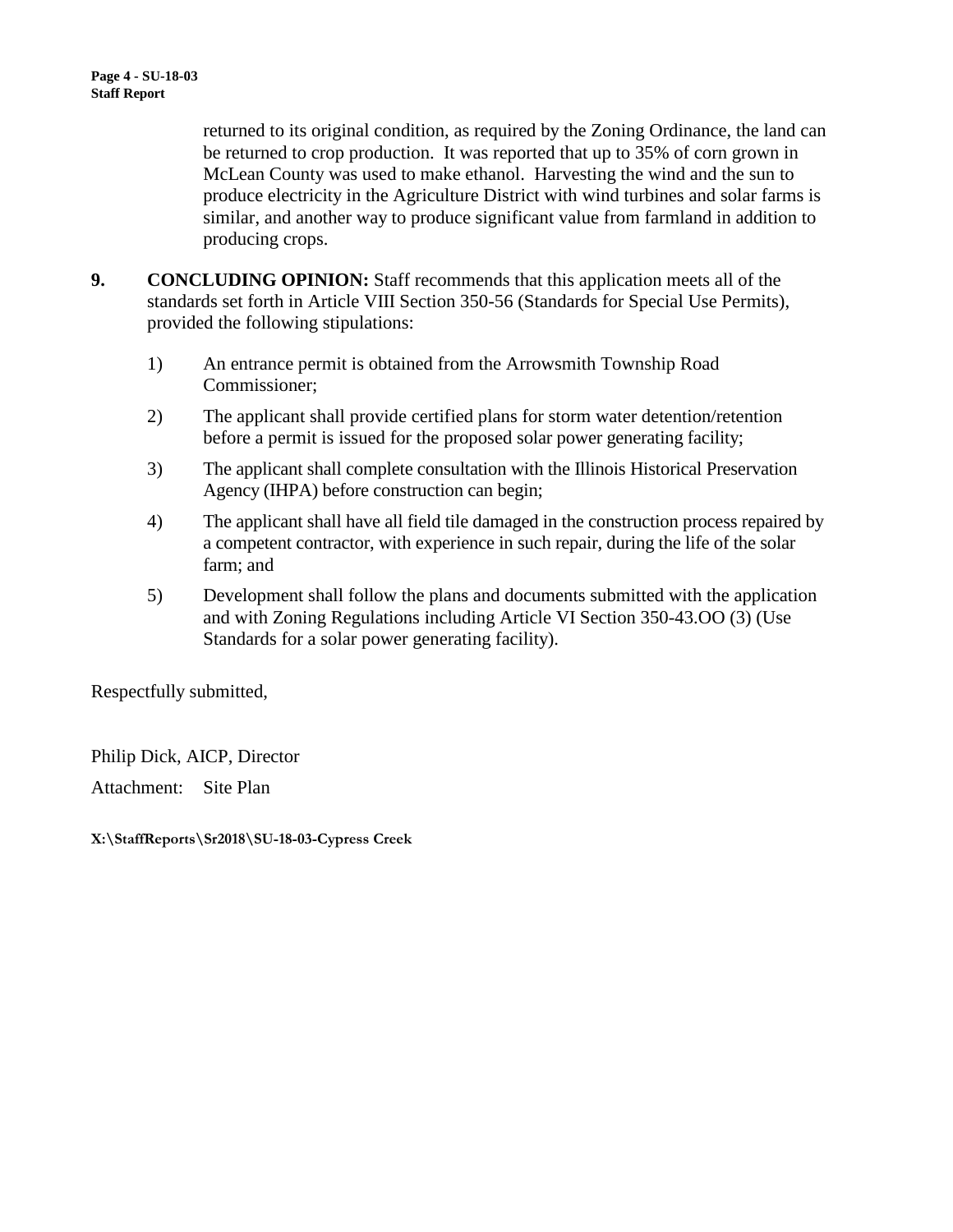returned to its original condition, as required by the Zoning Ordinance, the land can be returned to crop production. It was reported that up to 35% of corn grown in McLean County was used to make ethanol. Harvesting the wind and the sun to produce electricity in the Agriculture District with wind turbines and solar farms is similar, and another way to produce significant value from farmland in addition to producing crops.

**9. CONCLUDING OPINION:** Staff recommends that this application meets all of the standards set forth in Article VIII Section 350-56 (Standards for Special Use Permits), provided the following stipulations:

1) An entrance permit is obtained from the Arrowsmith Township Road Commissioner;

2) The applicant shall provide certified plans for storm water detention/retention before a permit is issued for the proposed solar power generating facility;

3) The applicant shall complete consultation with the Illinois Historical Preservation Agency (IHPA) before construction can begin;

4) The applicant shall have all field tile damaged in the construction process repaired by a competent contractor, with experience in such repair, during the life of the solar farm; and

5) Development shall follow the plans and documents submitted with the application and with Zoning Regulations including Article VI Section 350-43.OO (3) (Use Standards for a solar power generating facility).

Respectfully submitted,

Philip Dick, AICP, Director

Attachment: Site Plan

**X:\StaffReports\Sr2018\SU-18-03-Cypress Creek**